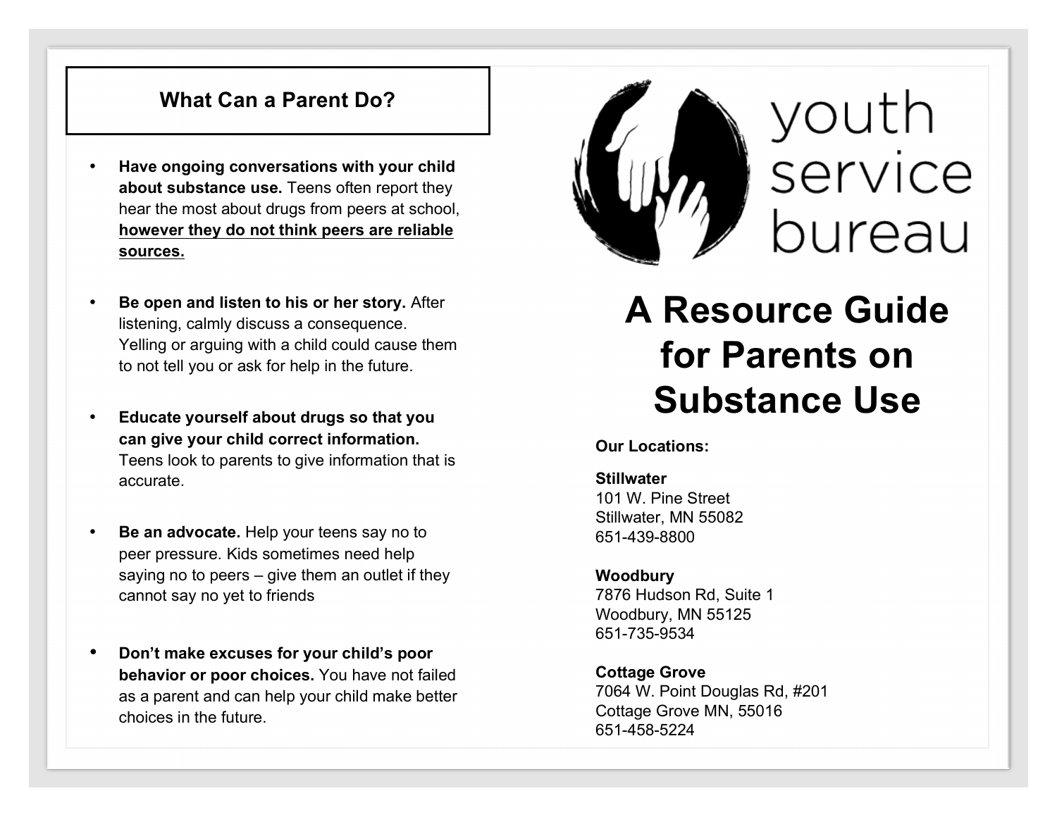## What Can a Parent Do?

- **Have ongoing conversations with your child about substance use.** Teens often report they hear the most about drugs from peers at school, **<u>however they do not think peers are reliable sources.</u>**

- **Be open and listen to his or her story.** After listening, calmly discuss a consequence. Yelling or arguing with a child could cause them to not tell you or ask for help in the future.

- **Educate yourself about drugs so that you can give your child correct information.** Teens look to parents to give information that is accurate.

- **Be an advocate.** Help your teens say no to peer pressure. Kids sometimes need help saying no to peers – give them an outlet if they cannot say no yet to friends

- **Don't make excuses for your child's poor behavior or poor choices.** You have not failed as a parent and can help your child make better choices in the future.

youth service bureau

# A Resource Guide for Parents on Substance Use

**Our Locations:**

**Stillwater**
101 W. Pine Street
Stillwater, MN 55082
651-439-8800

**Woodbury**
7876 Hudson Rd, Suite 1
Woodbury, MN 55125
651-735-9534

**Cottage Grove**
7064 W. Point Douglas Rd, #201
Cottage Grove MN, 55016
651-458-5224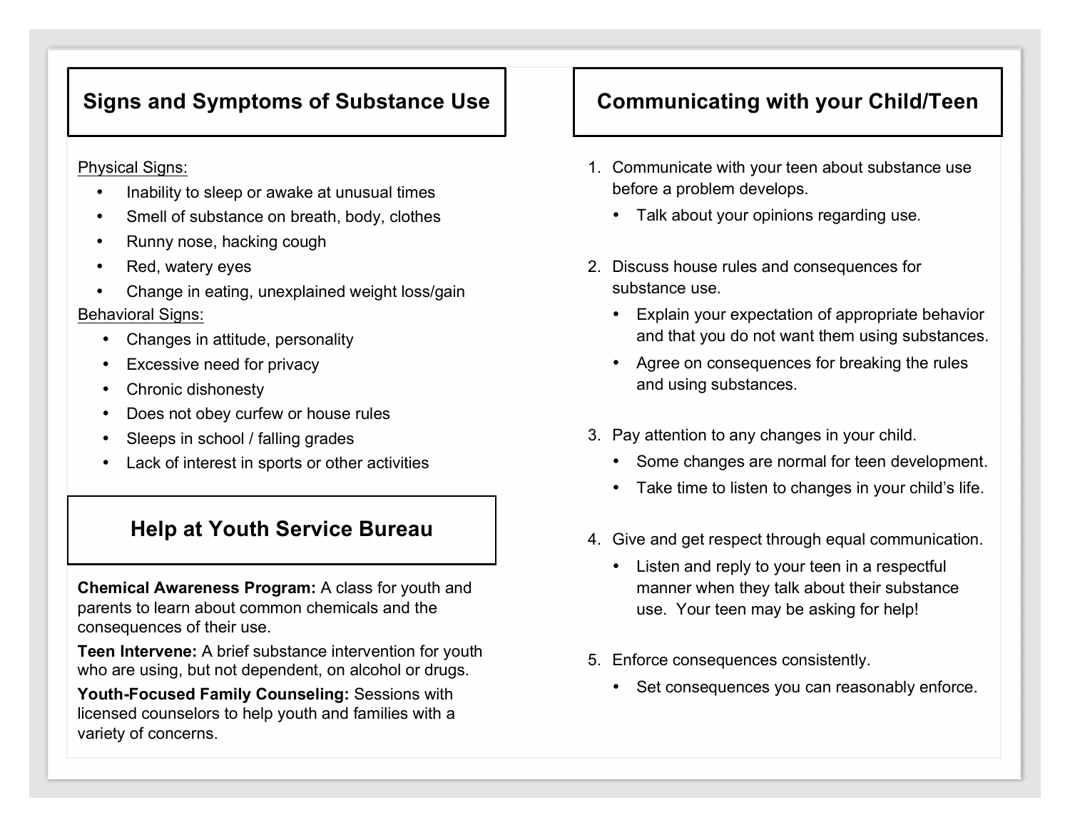## Signs and Symptoms of Substance Use

Physical Signs:

- Inability to sleep or awake at unusual times
- Smell of substance on breath, body, clothes
- Runny nose, hacking cough
- Red, watery eyes
- Change in eating, unexplained weight loss/gain

Behavioral Signs:

- Changes in attitude, personality
- Excessive need for privacy
- Chronic dishonesty
- Does not obey curfew or house rules
- Sleeps in school / falling grades
- Lack of interest in sports or other activities

## Help at Youth Service Bureau

**Chemical Awareness Program:** A class for youth and parents to learn about common chemicals and the consequences of their use.

**Teen Intervene:** A brief substance intervention for youth who are using, but not dependent, on alcohol or drugs.

**Youth-Focused Family Counseling:** Sessions with licensed counselors to help youth and families with a variety of concerns.

## Communicating with your Child/Teen

1. Communicate with your teen about substance use before a problem develops.
   - Talk about your opinions regarding use.

2. Discuss house rules and consequences for substance use.
   - Explain your expectation of appropriate behavior and that you do not want them using substances.
   - Agree on consequences for breaking the rules and using substances.

3. Pay attention to any changes in your child.
   - Some changes are normal for teen development.
   - Take time to listen to changes in your child's life.

4. Give and get respect through equal communication.
   - Listen and reply to your teen in a respectful manner when they talk about their substance use. Your teen may be asking for help!

5. Enforce consequences consistently.
   - Set consequences you can reasonably enforce.